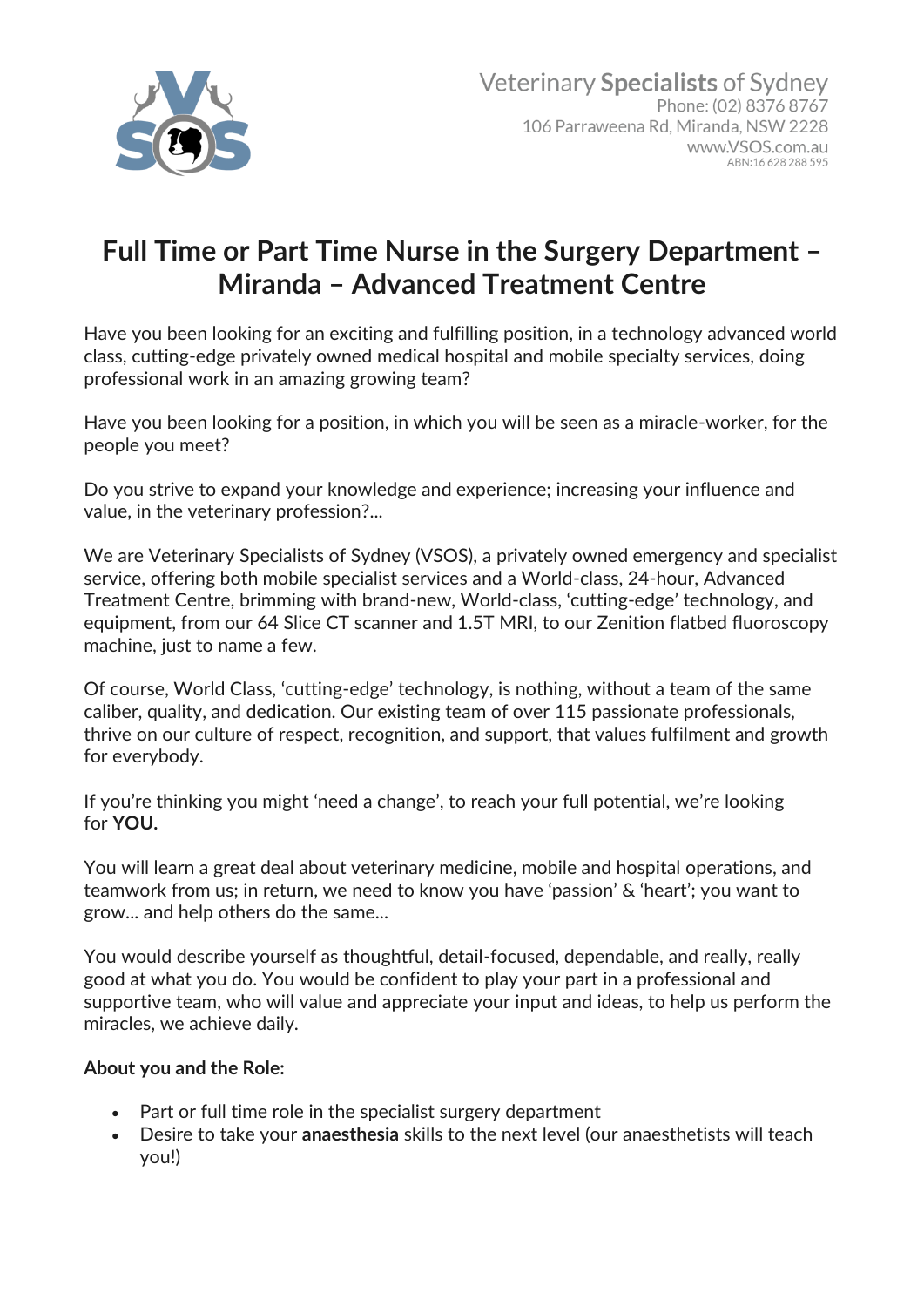Veterinary **Specialists** of Sydney
Phone: (02) 8376 8767
106 Parraweena Rd, Miranda, NSW 2228
www.VSOS.com.au
ABN:16 628 288 595

# Full Time or Part Time Nurse in the Surgery Department – Miranda – Advanced Treatment Centre

Have you been looking for an exciting and fulfilling position, in a technology advanced world class, cutting-edge privately owned medical hospital and mobile specialty services, doing professional work in an amazing growing team?

Have you been looking for a position, in which you will be seen as a miracle-worker, for the people you meet?

Do you strive to expand your knowledge and experience; increasing your influence and value, in the veterinary profession?...

We are Veterinary Specialists of Sydney (VSOS), a privately owned emergency and specialist service, offering both mobile specialist services and a World-class, 24-hour, Advanced Treatment Centre, brimming with brand-new, World-class, 'cutting-edge' technology, and equipment, from our 64 Slice CT scanner and 1.5T MRI, to our Zenition flatbed fluoroscopy machine, just to name a few.

Of course, World Class, 'cutting-edge' technology, is nothing, without a team of the same caliber, quality, and dedication. Our existing team of over 115 passionate professionals, thrive on our culture of respect, recognition, and support, that values fulfilment and growth for everybody.

If you're thinking you might 'need a change', to reach your full potential, we're looking for **YOU**.

You will learn a great deal about veterinary medicine, mobile and hospital operations, and teamwork from us; in return, we need to know you have 'passion' & 'heart'; you want to grow... and help others do the same...

You would describe yourself as thoughtful, detail-focused, dependable, and really, really good at what you do. You would be confident to play your part in a professional and supportive team, who will value and appreciate your input and ideas, to help us perform the miracles, we achieve daily.

**About you and the Role:**

- Part or full time role in the specialist surgery department
- Desire to take your **anaesthesia** skills to the next level (our anaesthetists will teach you!)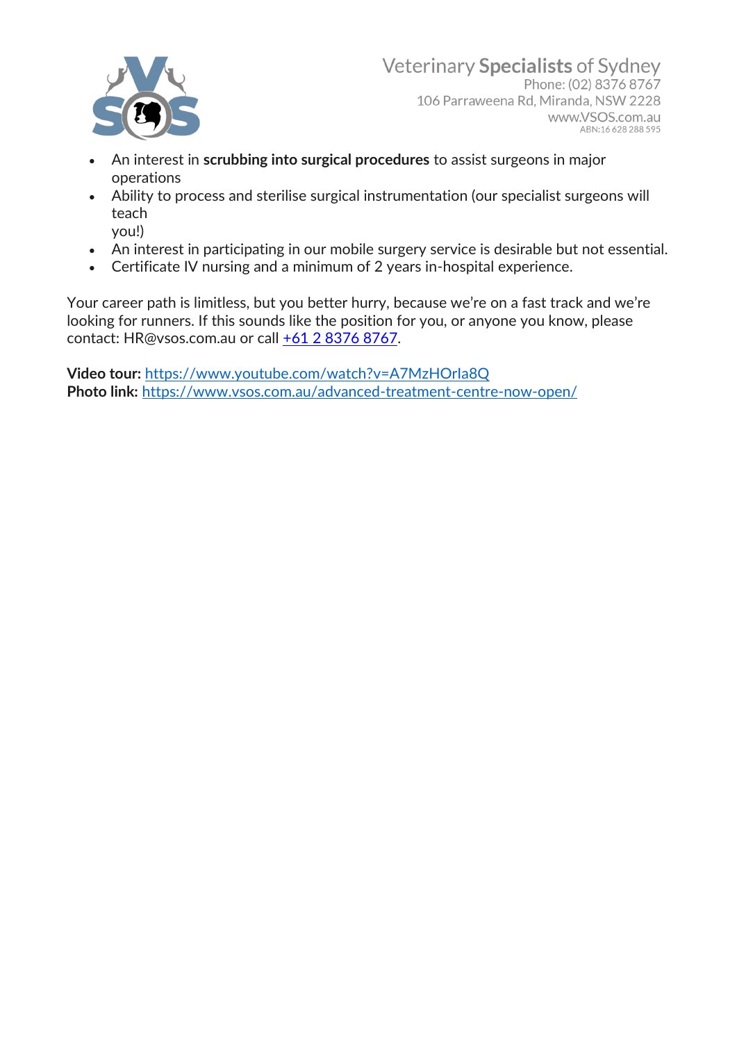- An interest in **scrubbing into surgical procedures** to assist surgeons in major operations
- Ability to process and sterilise surgical instrumentation (our specialist surgeons will teach you!)
- An interest in participating in our mobile surgery service is desirable but not essential.
- Certificate IV nursing and a minimum of 2 years in-hospital experience.

Your career path is limitless, but you better hurry, because we're on a fast track and we're looking for runners. If this sounds like the position for you, or anyone you know, please contact: HR@vsos.com.au or call +61 2 8376 8767.

**Video tour:** https://www.youtube.com/watch?v=A7MzHOrla8Q
**Photo link:** https://www.vsos.com.au/advanced-treatment-centre-now-open/